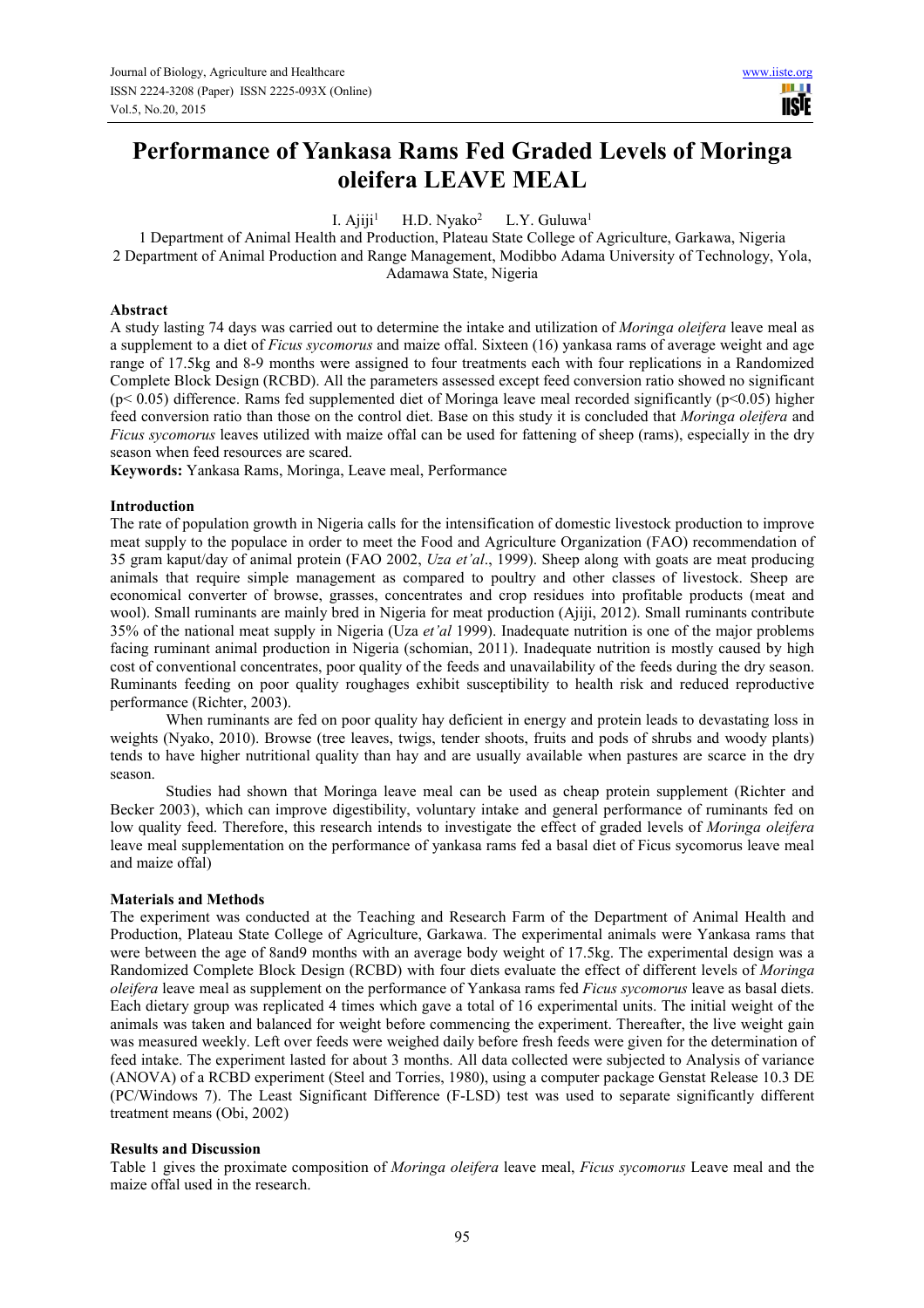# Performance of Yankasa Rams Fed Graded Levels of Moringa oleifera LEAVE MEAL

I. Ajiji[1] H.D. Nyako[2] L.Y. Guluwa[1]

1 Department of Animal Health and Production, Plateau State College of Agriculture, Garkawa, Nigeria
2 Department of Animal Production and Range Management, Modibbo Adama University of Technology, Yola, Adamawa State, Nigeria

## Abstract

A study lasting 74 days was carried out to determine the intake and utilization of *Moringa oleifera* leave meal as a supplement to a diet of *Ficus sycomorus* and maize offal. Sixteen (16) yankasa rams of average weight and age range of 17.5kg and 8-9 months were assigned to four treatments each with four replications in a Randomized Complete Block Design (RCBD). All the parameters assessed except feed conversion ratio showed no significant ($p < 0.05$) difference. Rams fed supplemented diet of Moringa leave meal recorded significantly ($p<0.05$) higher feed conversion ratio than those on the control diet. Base on this study it is concluded that *Moringa oleifera* and *Ficus sycomorus* leaves utilized with maize offal can be used for fattening of sheep (rams), especially in the dry season when feed resources are scared.

**Keywords:** Yankasa Rams, Moringa, Leave meal, Performance

## Introduction

The rate of population growth in Nigeria calls for the intensification of domestic livestock production to improve meat supply to the populace in order to meet the Food and Agriculture Organization (FAO) recommendation of 35 gram kaput/day of animal protein (FAO 2002, *Uza et'al*., 1999). Sheep along with goats are meat producing animals that require simple management as compared to poultry and other classes of livestock. Sheep are economical converter of browse, grasses, concentrates and crop residues into profitable products (meat and wool). Small ruminants are mainly bred in Nigeria for meat production (Ajiji, 2012). Small ruminants contribute 35% of the national meat supply in Nigeria (Uza *et'al* 1999). Inadequate nutrition is one of the major problems facing ruminant animal production in Nigeria (schomian, 2011). Inadequate nutrition is mostly caused by high cost of conventional concentrates, poor quality of the feeds and unavailability of the feeds during the dry season. Ruminants feeding on poor quality roughages exhibit susceptibility to health risk and reduced reproductive performance (Richter, 2003).

When ruminants are fed on poor quality hay deficient in energy and protein leads to devastating loss in weights (Nyako, 2010). Browse (tree leaves, twigs, tender shoots, fruits and pods of shrubs and woody plants) tends to have higher nutritional quality than hay and are usually available when pastures are scarce in the dry season.

Studies had shown that Moringa leave meal can be used as cheap protein supplement (Richter and Becker 2003), which can improve digestibility, voluntary intake and general performance of ruminants fed on low quality feed. Therefore, this research intends to investigate the effect of graded levels of *Moringa oleifera* leave meal supplementation on the performance of yankasa rams fed a basal diet of Ficus sycomorus leave meal and maize offal)

## Materials and Methods

The experiment was conducted at the Teaching and Research Farm of the Department of Animal Health and Production, Plateau State College of Agriculture, Garkawa. The experimental animals were Yankasa rams that were between the age of 8and9 months with an average body weight of 17.5kg. The experimental design was a Randomized Complete Block Design (RCBD) with four diets evaluate the effect of different levels of *Moringa oleifera* leave meal as supplement on the performance of Yankasa rams fed *Ficus sycomorus* leave as basal diets. Each dietary group was replicated 4 times which gave a total of 16 experimental units. The initial weight of the animals was taken and balanced for weight before commencing the experiment. Thereafter, the live weight gain was measured weekly. Left over feeds were weighed daily before fresh feeds were given for the determination of feed intake. The experiment lasted for about 3 months. All data collected were subjected to Analysis of variance (ANOVA) of a RCBD experiment (Steel and Torries, 1980), using a computer package Genstat Release 10.3 DE (PC/Windows 7). The Least Significant Difference (F-LSD) test was used to separate significantly different treatment means (Obi, 2002)

## Results and Discussion

Table 1 gives the proximate composition of *Moringa oleifera* leave meal, *Ficus sycomorus* Leave meal and the maize offal used in the research.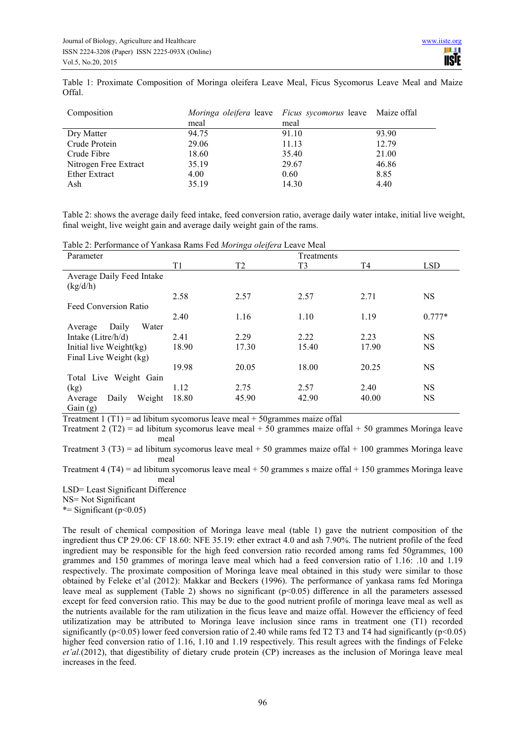Table 1: Proximate Composition of Moringa oleifera Leave Meal, Ficus Sycomorus Leave Meal and Maize Offal.

| Composition | *Moringa oleifera* leave meal | *Ficus sycomorus* leave meal | Maize offal |
|---|---|---|---|
| Dry Matter | 94.75 | 91.10 | 93.90 |
| Crude Protein | 29.06 | 11.13 | 12.79 |
| Crude Fibre | 18.60 | 35.40 | 21.00 |
| Nitrogen Free Extract | 35.19 | 29.67 | 46.86 |
| Ether Extract | 4.00 | 0.60 | 8.85 |
| Ash | 35.19 | 14.30 | 4.40 |

Table 2: shows the average daily feed intake, feed conversion ratio, average daily water intake, initial live weight, final weight, live weight gain and average daily weight gain of the rams.

Table 2: Performance of Yankasa Rams Fed *Moringa oleifera* Leave Meal

| Parameter | Treatments | | | | |
|---|---|---|---|---|---|
| | T1 | T2 | T3 | T4 | LSD |
| Average Daily Feed Intake (kg/d/h) | 2.58 | 2.57 | 2.57 | 2.71 | NS |
| Feed Conversion Ratio | 2.40 | 1.16 | 1.10 | 1.19 | 0.777* |
| Average Daily Water Intake (Litre/h/d) | 2.41 | 2.29 | 2.22 | 2.23 | NS |
| Initial live Weight(kg) | 18.90 | 17.30 | 15.40 | 17.90 | NS |
| Final Live Weight (kg) | 19.98 | 20.05 | 18.00 | 20.25 | NS |
| Total Live Weight Gain (kg) | 1.12 | 2.75 | 2.57 | 2.40 | NS |
| Average Daily Weight Gain (g) | 18.80 | 45.90 | 42.90 | 40.00 | NS |

Treatment 1 (T1) = ad libitum sycomorus leave meal + 50grammes maize offal

Treatment 2 (T2) = ad libitum sycomorus leave meal + 50 grammes maize offal + 50 grammes Moringa leave meal

Treatment 3 (T3) = ad libitum sycomorus leave meal + 50 grammes maize offal + 100 grammes Moringa leave meal

Treatment 4 (T4) = ad libitum sycomorus leave meal + 50 grammes s maize offal + 150 grammes Moringa leave meal

LSD= Least Significant Difference

NS= Not Significant

*= Significant ($p<0.05$)

The result of chemical composition of Moringa leave meal (table 1) gave the nutrient composition of the ingredient thus CP 29.06: CF 18.60: NFE 35.19: ether extract 4.0 and ash 7.90%. The nutrient profile of the feed ingredient may be responsible for the high feed conversion ratio recorded among rams fed 50grammes, 100 grammes and 150 grammes of moringa leave meal which had a feed conversion ratio of 1.16: .10 and 1.19 respectively. The proximate composition of Moringa leave meal obtained in this study were similar to those obtained by Feleke et'al (2012): Makkar and Beckers (1996). The performance of yankasa rams fed Moringa leave meal as supplement (Table 2) shows no significant ($p<0.05$) difference in all the parameters assessed except for feed conversion ratio. This may be due to the good nutrient profile of moringa leave meal as well as the nutrients available for the ram utilization in the ficus leave and maize offal. However the efficiency of feed utilizatization may be attributed to Moringa leave inclusion since rams in treatment one (T1) recorded significantly ($p<0.05$) lower feed conversion ratio of 2.40 while rams fed T2 T3 and T4 had significantly ($p<0.05$) higher feed conversion ratio of 1.16, 1.10 and 1.19 respectively. This result agrees with the findings of Feleke *et'al.*(2012), that digestibility of dietary crude protein (CP) increases as the inclusion of Moringa leave meal increases in the feed.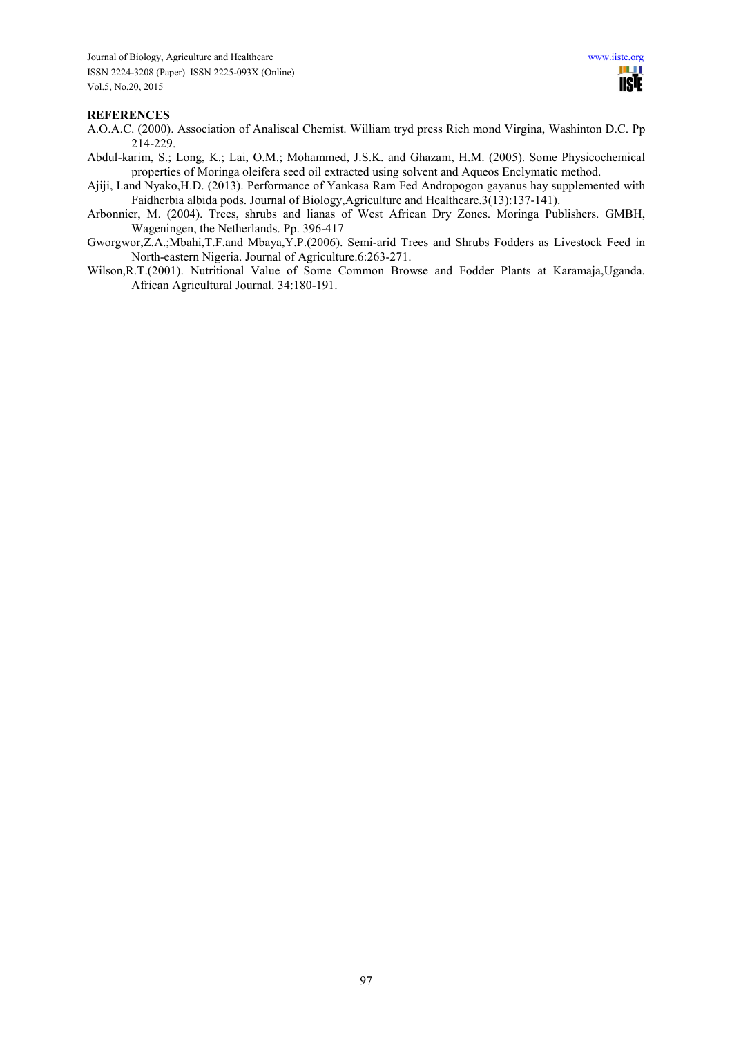**REFERENCES**

A.O.A.C. (2000). Association of Analiscal Chemist. William tryd press Rich mond Virgina, Washinton D.C. Pp 214-229.

Abdul-karim, S.; Long, K.; Lai, O.M.; Mohammed, J.S.K. and Ghazam, H.M. (2005). Some Physicochemical properties of Moringa oleifera seed oil extracted using solvent and Aqueos Enclymatic method.

Ajiji, I.and Nyako,H.D. (2013). Performance of Yankasa Ram Fed Andropogon gayanus hay supplemented with Faidherbia albida pods. Journal of Biology,Agriculture and Healthcare.3(13):137-141).

Arbonnier, M. (2004). Trees, shrubs and lianas of West African Dry Zones. Moringa Publishers. GMBH, Wageningen, the Netherlands. Pp. 396-417

Gworgwor,Z.A.;Mbahi,T.F.and Mbaya,Y.P.(2006). Semi-arid Trees and Shrubs Fodders as Livestock Feed in North-eastern Nigeria. Journal of Agriculture.6:263-271.

Wilson,R.T.(2001). Nutritional Value of Some Common Browse and Fodder Plants at Karamaja,Uganda. African Agricultural Journal. 34:180-191.